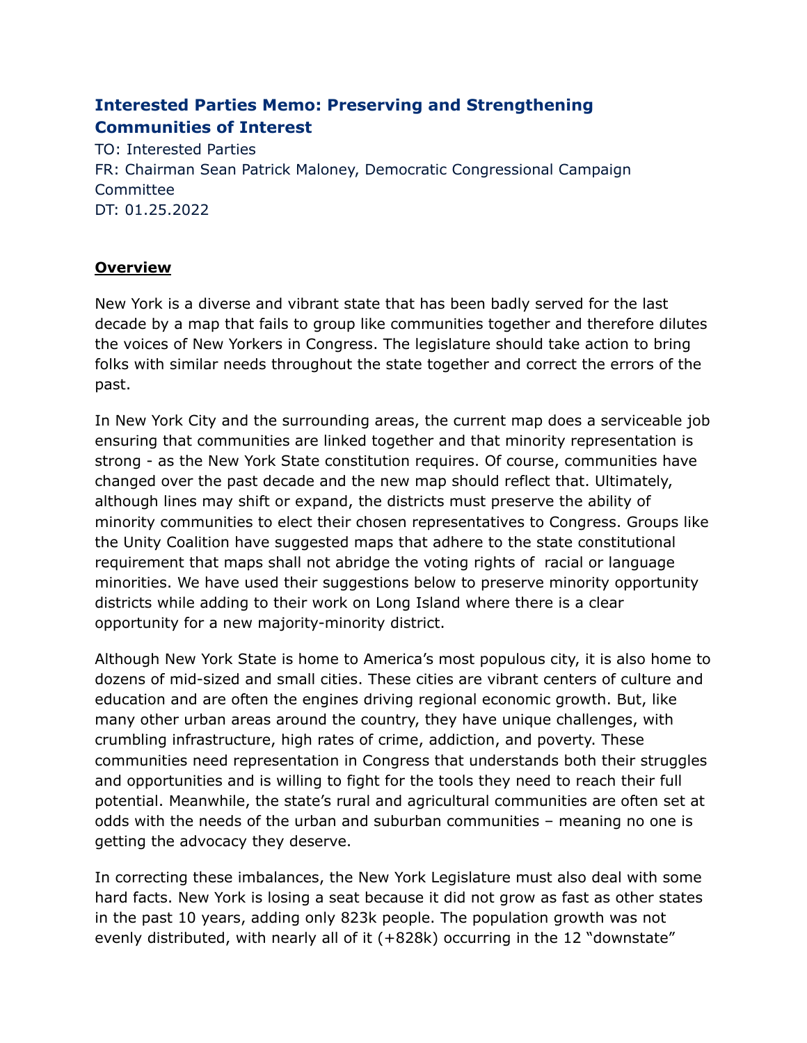# Interested Parties Memo: Preserving and Strengthening Communities of Interest

TO: Interested Parties
FR: Chairman Sean Patrick Maloney, Democratic Congressional Campaign Committee
DT: 01.25.2022

**Overview**

New York is a diverse and vibrant state that has been badly served for the last decade by a map that fails to group like communities together and therefore dilutes the voices of New Yorkers in Congress. The legislature should take action to bring folks with similar needs throughout the state together and correct the errors of the past.

In New York City and the surrounding areas, the current map does a serviceable job ensuring that communities are linked together and that minority representation is strong - as the New York State constitution requires. Of course, communities have changed over the past decade and the new map should reflect that. Ultimately, although lines may shift or expand, the districts must preserve the ability of minority communities to elect their chosen representatives to Congress. Groups like the Unity Coalition have suggested maps that adhere to the state constitutional requirement that maps shall not abridge the voting rights of racial or language minorities. We have used their suggestions below to preserve minority opportunity districts while adding to their work on Long Island where there is a clear opportunity for a new majority-minority district.

Although New York State is home to America's most populous city, it is also home to dozens of mid-sized and small cities. These cities are vibrant centers of culture and education and are often the engines driving regional economic growth. But, like many other urban areas around the country, they have unique challenges, with crumbling infrastructure, high rates of crime, addiction, and poverty. These communities need representation in Congress that understands both their struggles and opportunities and is willing to fight for the tools they need to reach their full potential. Meanwhile, the state's rural and agricultural communities are often set at odds with the needs of the urban and suburban communities – meaning no one is getting the advocacy they deserve.

In correcting these imbalances, the New York Legislature must also deal with some hard facts. New York is losing a seat because it did not grow as fast as other states in the past 10 years, adding only 823k people. The population growth was not evenly distributed, with nearly all of it (+828k) occurring in the 12 "downstate"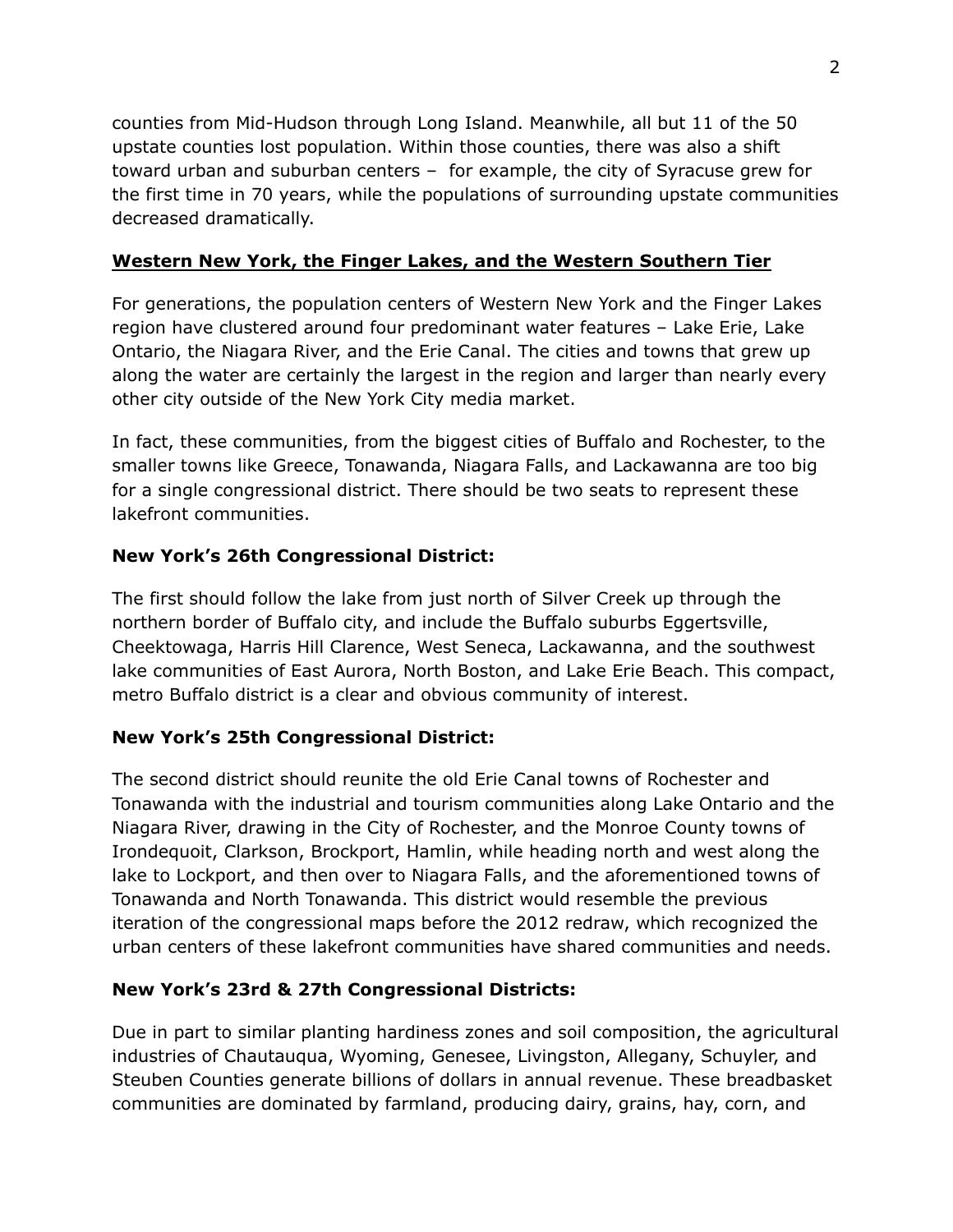counties from Mid-Hudson through Long Island. Meanwhile, all but 11 of the 50 upstate counties lost population. Within those counties, there was also a shift toward urban and suburban centers – for example, the city of Syracuse grew for the first time in 70 years, while the populations of surrounding upstate communities decreased dramatically.

## Western New York, the Finger Lakes, and the Western Southern Tier

For generations, the population centers of Western New York and the Finger Lakes region have clustered around four predominant water features – Lake Erie, Lake Ontario, the Niagara River, and the Erie Canal. The cities and towns that grew up along the water are certainly the largest in the region and larger than nearly every other city outside of the New York City media market.

In fact, these communities, from the biggest cities of Buffalo and Rochester, to the smaller towns like Greece, Tonawanda, Niagara Falls, and Lackawanna are too big for a single congressional district. There should be two seats to represent these lakefront communities.

### New York's 26th Congressional District:

The first should follow the lake from just north of Silver Creek up through the northern border of Buffalo city, and include the Buffalo suburbs Eggertsville, Cheektowaga, Harris Hill Clarence, West Seneca, Lackawanna, and the southwest lake communities of East Aurora, North Boston, and Lake Erie Beach. This compact, metro Buffalo district is a clear and obvious community of interest.

### New York's 25th Congressional District:

The second district should reunite the old Erie Canal towns of Rochester and Tonawanda with the industrial and tourism communities along Lake Ontario and the Niagara River, drawing in the City of Rochester, and the Monroe County towns of Irondequoit, Clarkson, Brockport, Hamlin, while heading north and west along the lake to Lockport, and then over to Niagara Falls, and the aforementioned towns of Tonawanda and North Tonawanda. This district would resemble the previous iteration of the congressional maps before the 2012 redraw, which recognized the urban centers of these lakefront communities have shared communities and needs.

### New York's 23rd & 27th Congressional Districts:

Due in part to similar planting hardiness zones and soil composition, the agricultural industries of Chautauqua, Wyoming, Genesee, Livingston, Allegany, Schuyler, and Steuben Counties generate billions of dollars in annual revenue. These breadbasket communities are dominated by farmland, producing dairy, grains, hay, corn, and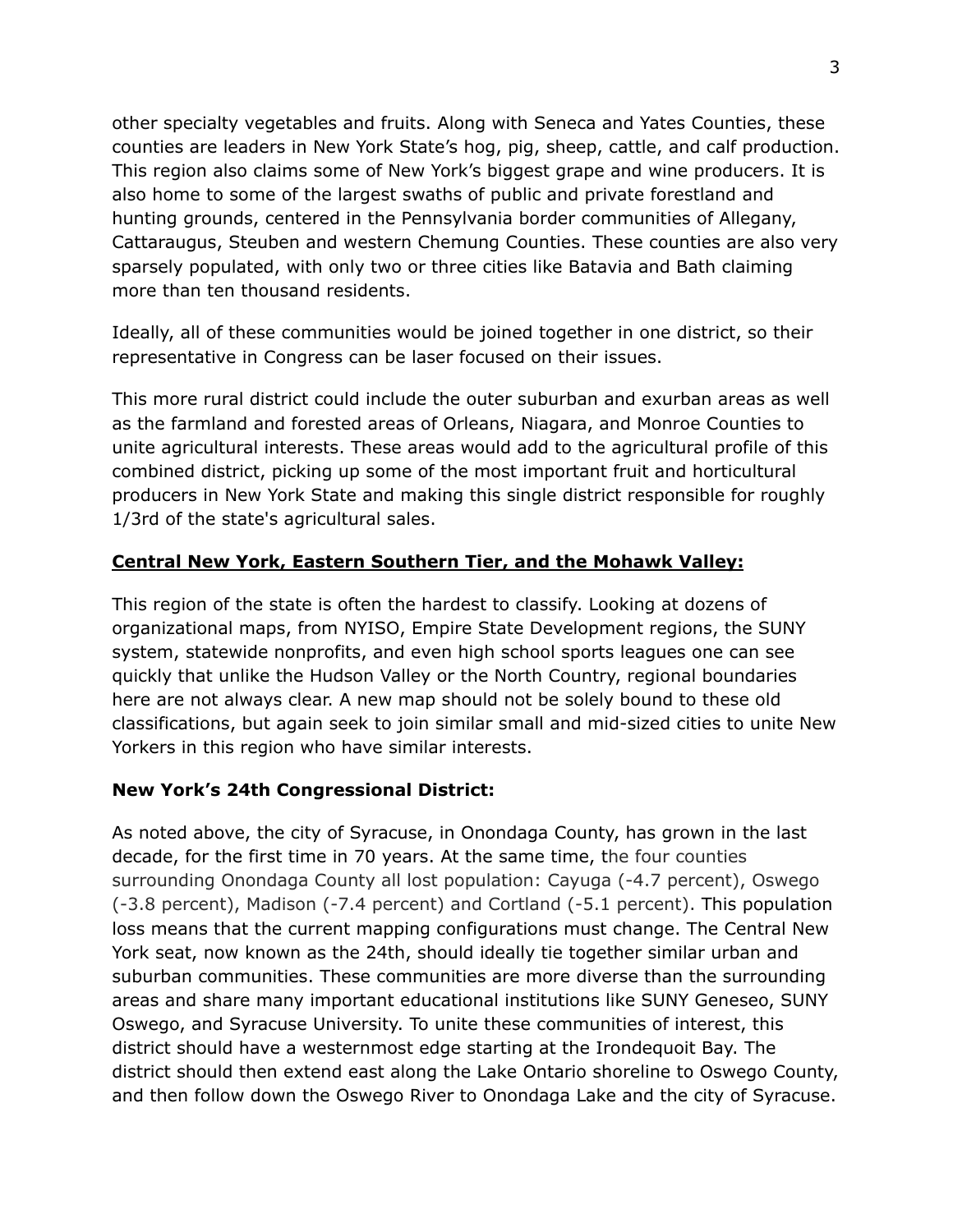other specialty vegetables and fruits. Along with Seneca and Yates Counties, these counties are leaders in New York State's hog, pig, sheep, cattle, and calf production. This region also claims some of New York's biggest grape and wine producers. It is also home to some of the largest swaths of public and private forestland and hunting grounds, centered in the Pennsylvania border communities of Allegany, Cattaraugus, Steuben and western Chemung Counties. These counties are also very sparsely populated, with only two or three cities like Batavia and Bath claiming more than ten thousand residents.

Ideally, all of these communities would be joined together in one district, so their representative in Congress can be laser focused on their issues.

This more rural district could include the outer suburban and exurban areas as well as the farmland and forested areas of Orleans, Niagara, and Monroe Counties to unite agricultural interests. These areas would add to the agricultural profile of this combined district, picking up some of the most important fruit and horticultural producers in New York State and making this single district responsible for roughly 1/3rd of the state's agricultural sales.

## Central New York, Eastern Southern Tier, and the Mohawk Valley:

This region of the state is often the hardest to classify. Looking at dozens of organizational maps, from NYISO, Empire State Development regions, the SUNY system, statewide nonprofits, and even high school sports leagues one can see quickly that unlike the Hudson Valley or the North Country, regional boundaries here are not always clear. A new map should not be solely bound to these old classifications, but again seek to join similar small and mid-sized cities to unite New Yorkers in this region who have similar interests.

### New York's 24th Congressional District:

As noted above, the city of Syracuse, in Onondaga County, has grown in the last decade, for the first time in 70 years. At the same time, the four counties surrounding Onondaga County all lost population: Cayuga (-4.7 percent), Oswego (-3.8 percent), Madison (-7.4 percent) and Cortland (-5.1 percent). This population loss means that the current mapping configurations must change. The Central New York seat, now known as the 24th, should ideally tie together similar urban and suburban communities. These communities are more diverse than the surrounding areas and share many important educational institutions like SUNY Geneseo, SUNY Oswego, and Syracuse University. To unite these communities of interest, this district should have a westernmost edge starting at the Irondequoit Bay. The district should then extend east along the Lake Ontario shoreline to Oswego County, and then follow down the Oswego River to Onondaga Lake and the city of Syracuse.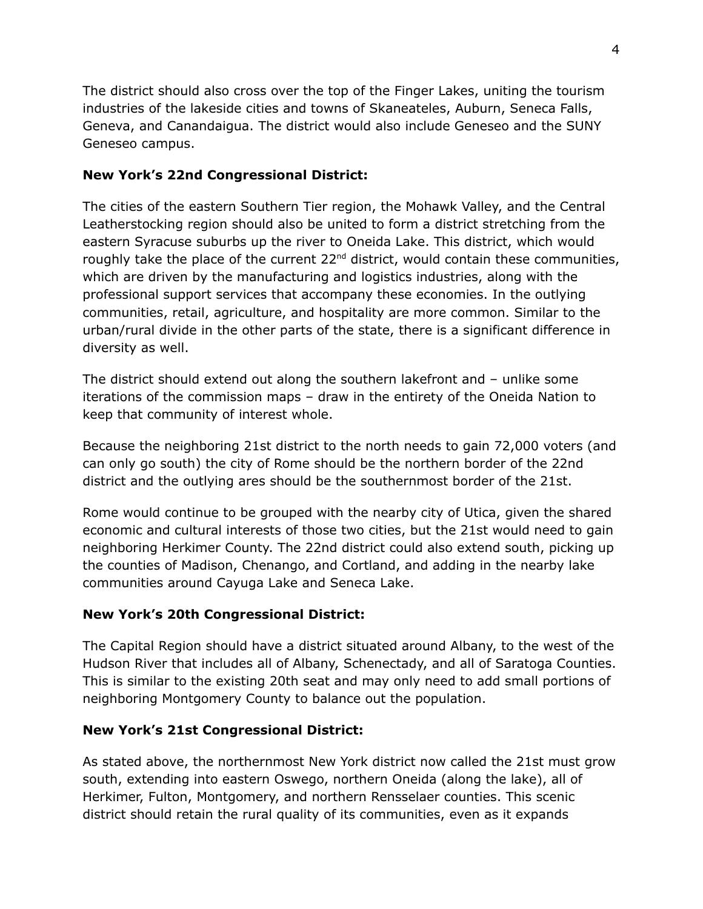The district should also cross over the top of the Finger Lakes, uniting the tourism industries of the lakeside cities and towns of Skaneateles, Auburn, Seneca Falls, Geneva, and Canandaigua. The district would also include Geneseo and the SUNY Geneseo campus.

**New York's 22nd Congressional District:**

The cities of the eastern Southern Tier region, the Mohawk Valley, and the Central Leatherstocking region should also be united to form a district stretching from the eastern Syracuse suburbs up the river to Oneida Lake. This district, which would roughly take the place of the current 22nd district, would contain these communities, which are driven by the manufacturing and logistics industries, along with the professional support services that accompany these economies. In the outlying communities, retail, agriculture, and hospitality are more common. Similar to the urban/rural divide in the other parts of the state, there is a significant difference in diversity as well.

The district should extend out along the southern lakefront and – unlike some iterations of the commission maps – draw in the entirety of the Oneida Nation to keep that community of interest whole.

Because the neighboring 21st district to the north needs to gain 72,000 voters (and can only go south) the city of Rome should be the northern border of the 22nd district and the outlying ares should be the southernmost border of the 21st.

Rome would continue to be grouped with the nearby city of Utica, given the shared economic and cultural interests of those two cities, but the 21st would need to gain neighboring Herkimer County. The 22nd district could also extend south, picking up the counties of Madison, Chenango, and Cortland, and adding in the nearby lake communities around Cayuga Lake and Seneca Lake.

**New York's 20th Congressional District:**

The Capital Region should have a district situated around Albany, to the west of the Hudson River that includes all of Albany, Schenectady, and all of Saratoga Counties. This is similar to the existing 20th seat and may only need to add small portions of neighboring Montgomery County to balance out the population.

**New York's 21st Congressional District:**

As stated above, the northernmost New York district now called the 21st must grow south, extending into eastern Oswego, northern Oneida (along the lake), all of Herkimer, Fulton, Montgomery, and northern Rensselaer counties. This scenic district should retain the rural quality of its communities, even as it expands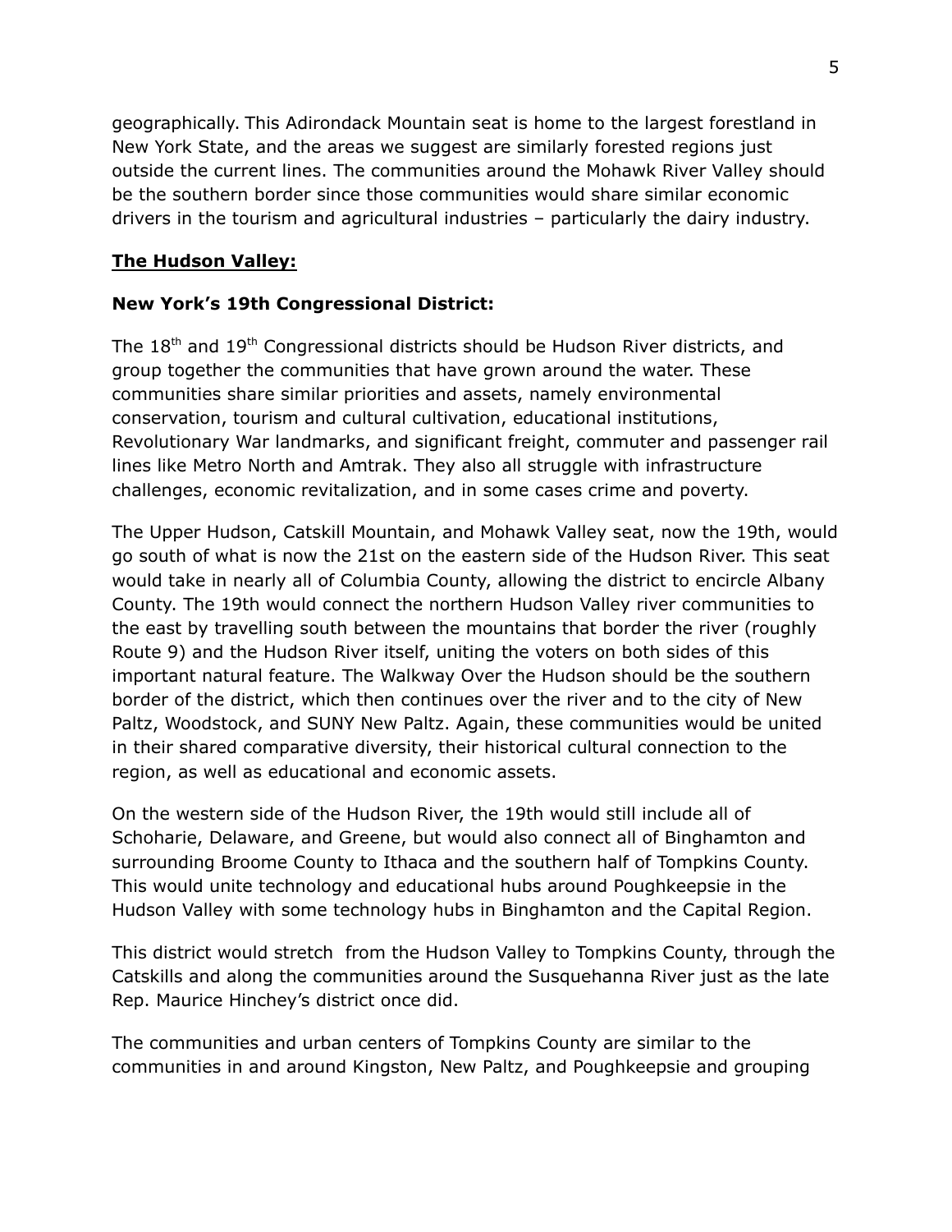geographically. This Adirondack Mountain seat is home to the largest forestland in New York State, and the areas we suggest are similarly forested regions just outside the current lines. The communities around the Mohawk River Valley should be the southern border since those communities would share similar economic drivers in the tourism and agricultural industries – particularly the dairy industry.

## **The Hudson Valley:**

### **New York's 19th Congressional District:**

The 18th and 19th Congressional districts should be Hudson River districts, and group together the communities that have grown around the water. These communities share similar priorities and assets, namely environmental conservation, tourism and cultural cultivation, educational institutions, Revolutionary War landmarks, and significant freight, commuter and passenger rail lines like Metro North and Amtrak. They also all struggle with infrastructure challenges, economic revitalization, and in some cases crime and poverty.

The Upper Hudson, Catskill Mountain, and Mohawk Valley seat, now the 19th, would go south of what is now the 21st on the eastern side of the Hudson River. This seat would take in nearly all of Columbia County, allowing the district to encircle Albany County. The 19th would connect the northern Hudson Valley river communities to the east by travelling south between the mountains that border the river (roughly Route 9) and the Hudson River itself, uniting the voters on both sides of this important natural feature. The Walkway Over the Hudson should be the southern border of the district, which then continues over the river and to the city of New Paltz, Woodstock, and SUNY New Paltz. Again, these communities would be united in their shared comparative diversity, their historical cultural connection to the region, as well as educational and economic assets.

On the western side of the Hudson River, the 19th would still include all of Schoharie, Delaware, and Greene, but would also connect all of Binghamton and surrounding Broome County to Ithaca and the southern half of Tompkins County. This would unite technology and educational hubs around Poughkeepsie in the Hudson Valley with some technology hubs in Binghamton and the Capital Region.

This district would stretch from the Hudson Valley to Tompkins County, through the Catskills and along the communities around the Susquehanna River just as the late Rep. Maurice Hinchey's district once did.

The communities and urban centers of Tompkins County are similar to the communities in and around Kingston, New Paltz, and Poughkeepsie and grouping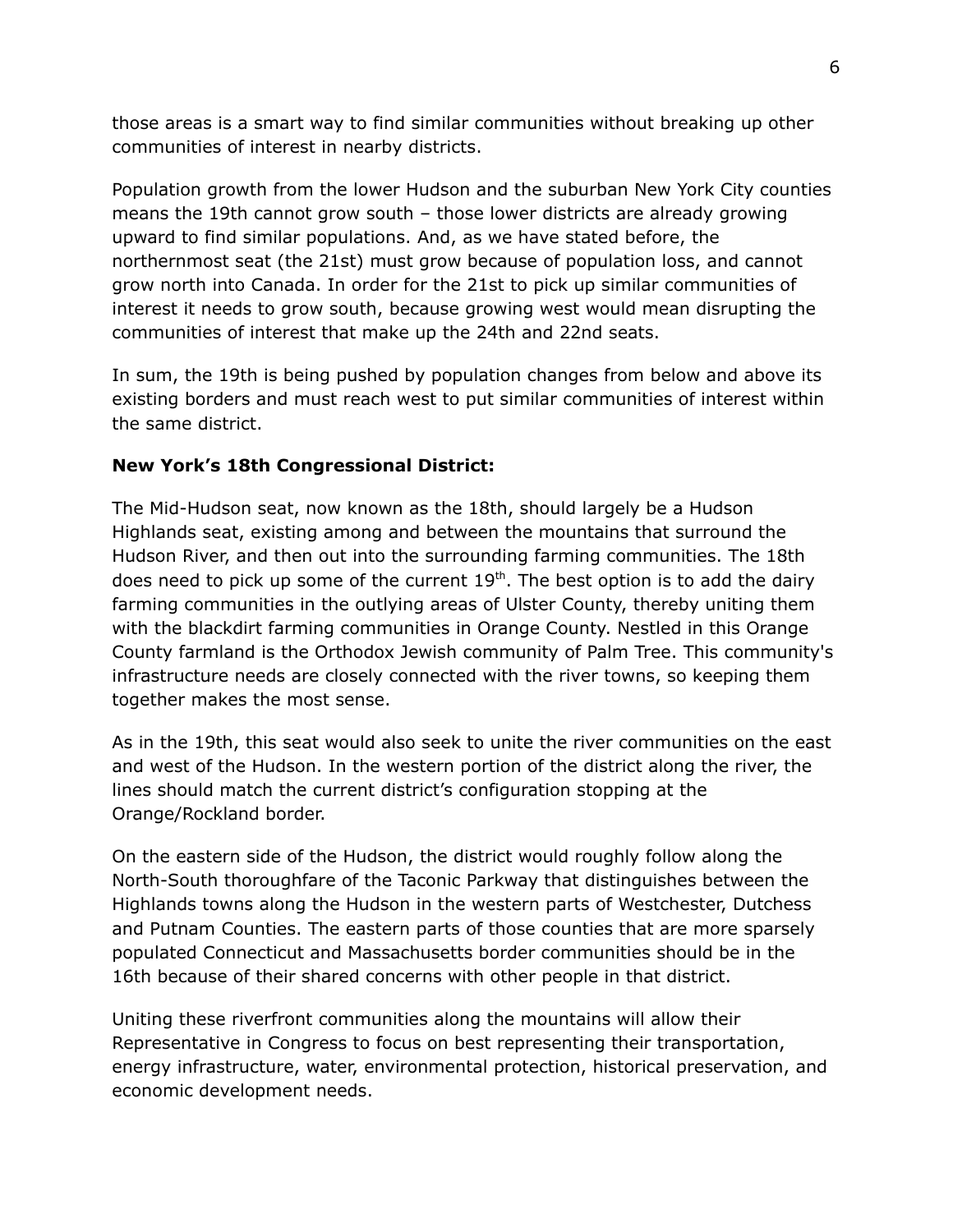those areas is a smart way to find similar communities without breaking up other communities of interest in nearby districts.

Population growth from the lower Hudson and the suburban New York City counties means the 19th cannot grow south – those lower districts are already growing upward to find similar populations. And, as we have stated before, the northernmost seat (the 21st) must grow because of population loss, and cannot grow north into Canada. In order for the 21st to pick up similar communities of interest it needs to grow south, because growing west would mean disrupting the communities of interest that make up the 24th and 22nd seats.

In sum, the 19th is being pushed by population changes from below and above its existing borders and must reach west to put similar communities of interest within the same district.

**New York's 18th Congressional District:**

The Mid-Hudson seat, now known as the 18th, should largely be a Hudson Highlands seat, existing among and between the mountains that surround the Hudson River, and then out into the surrounding farming communities. The 18th does need to pick up some of the current 19th. The best option is to add the dairy farming communities in the outlying areas of Ulster County, thereby uniting them with the blackdirt farming communities in Orange County. Nestled in this Orange County farmland is the Orthodox Jewish community of Palm Tree. This community's infrastructure needs are closely connected with the river towns, so keeping them together makes the most sense.

As in the 19th, this seat would also seek to unite the river communities on the east and west of the Hudson. In the western portion of the district along the river, the lines should match the current district's configuration stopping at the Orange/Rockland border.

On the eastern side of the Hudson, the district would roughly follow along the North-South thoroughfare of the Taconic Parkway that distinguishes between the Highlands towns along the Hudson in the western parts of Westchester, Dutchess and Putnam Counties. The eastern parts of those counties that are more sparsely populated Connecticut and Massachusetts border communities should be in the 16th because of their shared concerns with other people in that district.

Uniting these riverfront communities along the mountains will allow their Representative in Congress to focus on best representing their transportation, energy infrastructure, water, environmental protection, historical preservation, and economic development needs.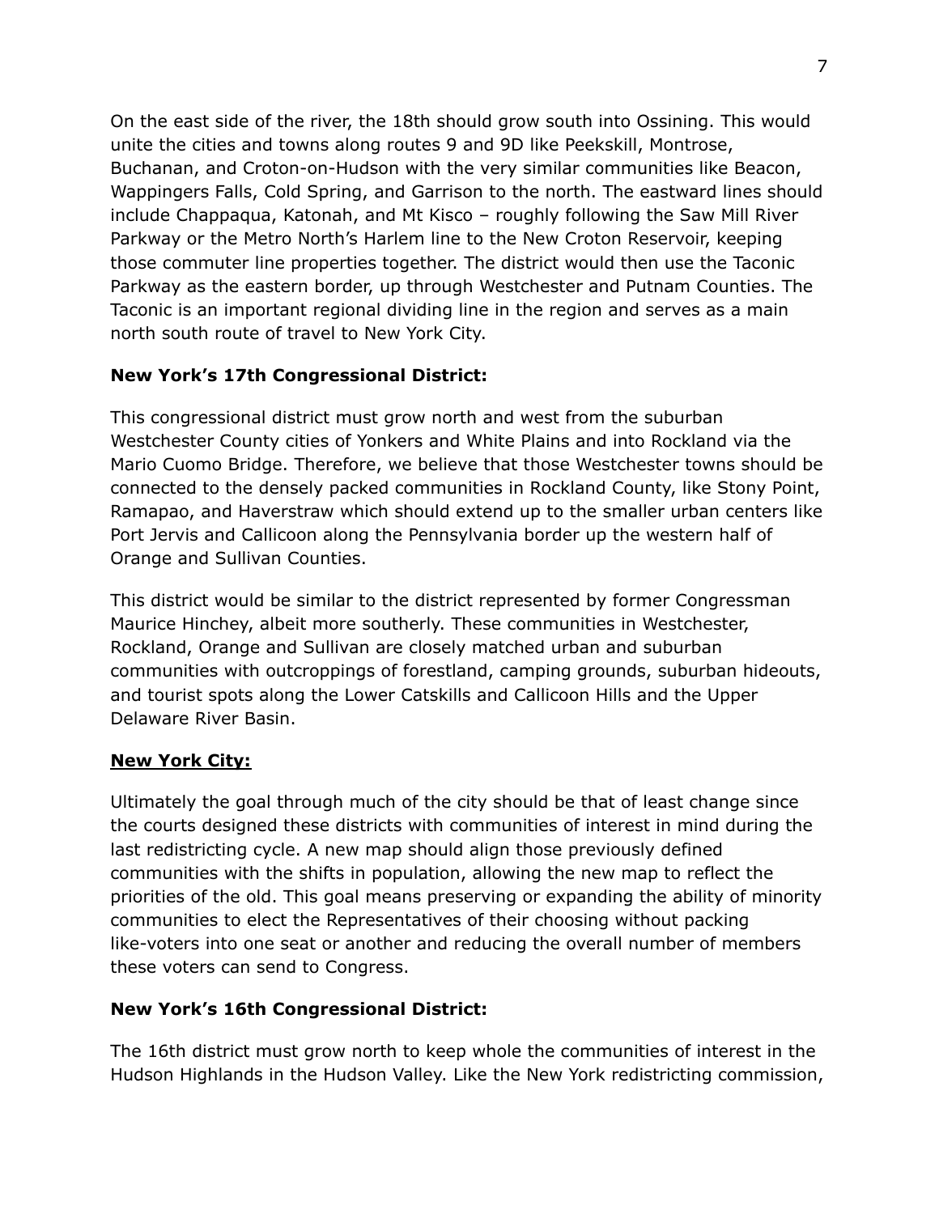On the east side of the river, the 18th should grow south into Ossining. This would unite the cities and towns along routes 9 and 9D like Peekskill, Montrose, Buchanan, and Croton-on-Hudson with the very similar communities like Beacon, Wappingers Falls, Cold Spring, and Garrison to the north. The eastward lines should include Chappaqua, Katonah, and Mt Kisco – roughly following the Saw Mill River Parkway or the Metro North's Harlem line to the New Croton Reservoir, keeping those commuter line properties together. The district would then use the Taconic Parkway as the eastern border, up through Westchester and Putnam Counties. The Taconic is an important regional dividing line in the region and serves as a main north south route of travel to New York City.

**New York's 17th Congressional District:**

This congressional district must grow north and west from the suburban Westchester County cities of Yonkers and White Plains and into Rockland via the Mario Cuomo Bridge. Therefore, we believe that those Westchester towns should be connected to the densely packed communities in Rockland County, like Stony Point, Ramapao, and Haverstraw which should extend up to the smaller urban centers like Port Jervis and Callicoon along the Pennsylvania border up the western half of Orange and Sullivan Counties.

This district would be similar to the district represented by former Congressman Maurice Hinchey, albeit more southerly. These communities in Westchester, Rockland, Orange and Sullivan are closely matched urban and suburban communities with outcroppings of forestland, camping grounds, suburban hideouts, and tourist spots along the Lower Catskills and Callicoon Hills and the Upper Delaware River Basin.

**New York City:**

Ultimately the goal through much of the city should be that of least change since the courts designed these districts with communities of interest in mind during the last redistricting cycle. A new map should align those previously defined communities with the shifts in population, allowing the new map to reflect the priorities of the old. This goal means preserving or expanding the ability of minority communities to elect the Representatives of their choosing without packing like-voters into one seat or another and reducing the overall number of members these voters can send to Congress.

**New York's 16th Congressional District:**

The 16th district must grow north to keep whole the communities of interest in the Hudson Highlands in the Hudson Valley. Like the New York redistricting commission,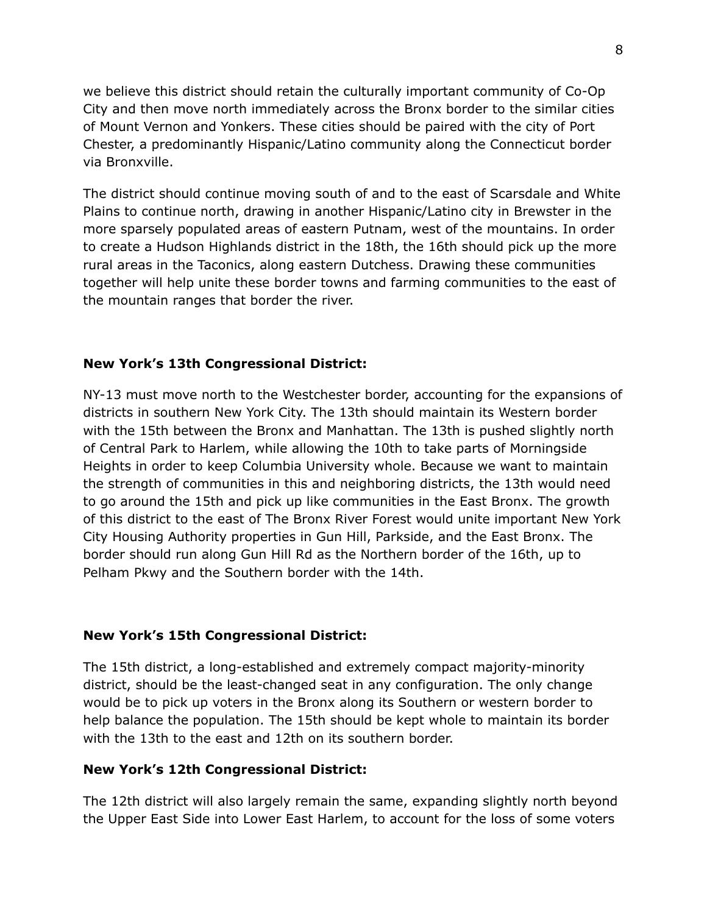we believe this district should retain the culturally important community of Co-Op City and then move north immediately across the Bronx border to the similar cities of Mount Vernon and Yonkers. These cities should be paired with the city of Port Chester, a predominantly Hispanic/Latino community along the Connecticut border via Bronxville.

The district should continue moving south of and to the east of Scarsdale and White Plains to continue north, drawing in another Hispanic/Latino city in Brewster in the more sparsely populated areas of eastern Putnam, west of the mountains. In order to create a Hudson Highlands district in the 18th, the 16th should pick up the more rural areas in the Taconics, along eastern Dutchess. Drawing these communities together will help unite these border towns and farming communities to the east of the mountain ranges that border the river.

**New York's 13th Congressional District:**

NY-13 must move north to the Westchester border, accounting for the expansions of districts in southern New York City. The 13th should maintain its Western border with the 15th between the Bronx and Manhattan. The 13th is pushed slightly north of Central Park to Harlem, while allowing the 10th to take parts of Morningside Heights in order to keep Columbia University whole. Because we want to maintain the strength of communities in this and neighboring districts, the 13th would need to go around the 15th and pick up like communities in the East Bronx. The growth of this district to the east of The Bronx River Forest would unite important New York City Housing Authority properties in Gun Hill, Parkside, and the East Bronx. The border should run along Gun Hill Rd as the Northern border of the 16th, up to Pelham Pkwy and the Southern border with the 14th.

**New York's 15th Congressional District:**

The 15th district, a long-established and extremely compact majority-minority district, should be the least-changed seat in any configuration. The only change would be to pick up voters in the Bronx along its Southern or western border to help balance the population. The 15th should be kept whole to maintain its border with the 13th to the east and 12th on its southern border.

**New York's 12th Congressional District:**

The 12th district will also largely remain the same, expanding slightly north beyond the Upper East Side into Lower East Harlem, to account for the loss of some voters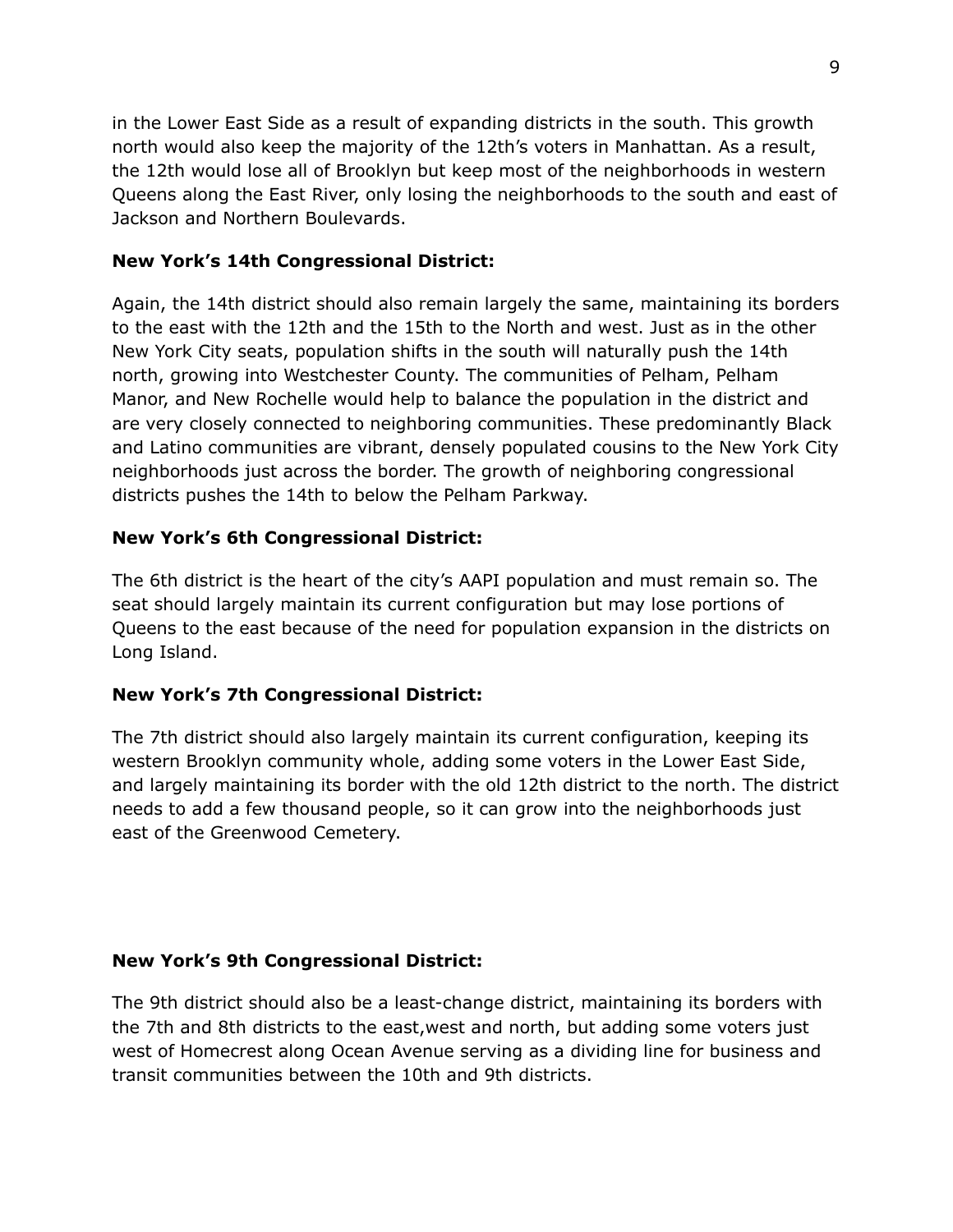in the Lower East Side as a result of expanding districts in the south. This growth north would also keep the majority of the 12th's voters in Manhattan. As a result, the 12th would lose all of Brooklyn but keep most of the neighborhoods in western Queens along the East River, only losing the neighborhoods to the south and east of Jackson and Northern Boulevards.

**New York's 14th Congressional District:**

Again, the 14th district should also remain largely the same, maintaining its borders to the east with the 12th and the 15th to the North and west. Just as in the other New York City seats, population shifts in the south will naturally push the 14th north, growing into Westchester County. The communities of Pelham, Pelham Manor, and New Rochelle would help to balance the population in the district and are very closely connected to neighboring communities. These predominantly Black and Latino communities are vibrant, densely populated cousins to the New York City neighborhoods just across the border. The growth of neighboring congressional districts pushes the 14th to below the Pelham Parkway.

**New York's 6th Congressional District:**

The 6th district is the heart of the city's AAPI population and must remain so. The seat should largely maintain its current configuration but may lose portions of Queens to the east because of the need for population expansion in the districts on Long Island.

**New York's 7th Congressional District:**

The 7th district should also largely maintain its current configuration, keeping its western Brooklyn community whole, adding some voters in the Lower East Side, and largely maintaining its border with the old 12th district to the north. The district needs to add a few thousand people, so it can grow into the neighborhoods just east of the Greenwood Cemetery.

**New York's 9th Congressional District:**

The 9th district should also be a least-change district, maintaining its borders with the 7th and 8th districts to the east,west and north, but adding some voters just west of Homecrest along Ocean Avenue serving as a dividing line for business and transit communities between the 10th and 9th districts.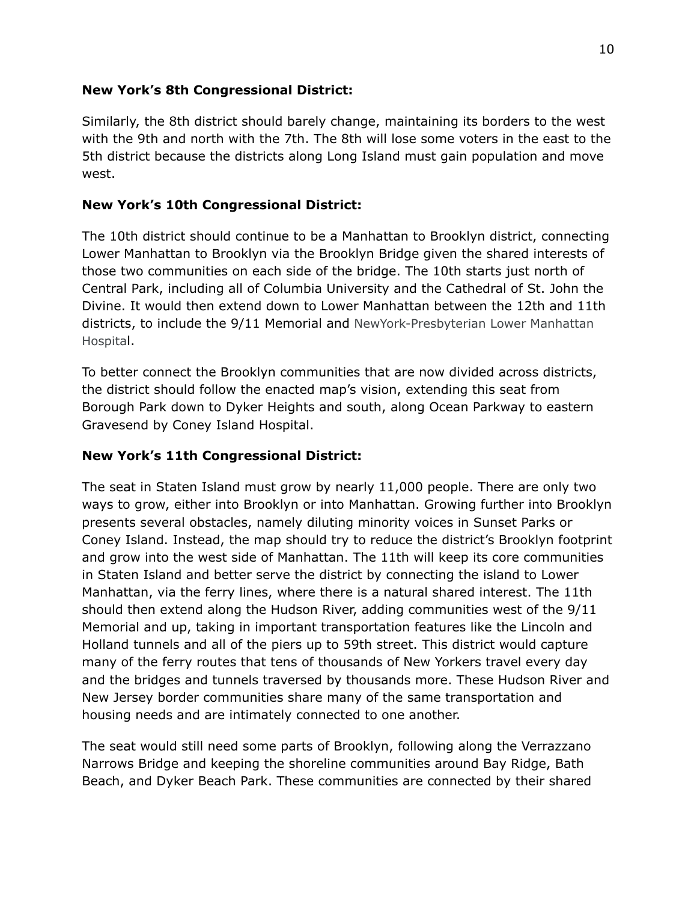**New York's 8th Congressional District:**

Similarly, the 8th district should barely change, maintaining its borders to the west with the 9th and north with the 7th. The 8th will lose some voters in the east to the 5th district because the districts along Long Island must gain population and move west.

**New York's 10th Congressional District:**

The 10th district should continue to be a Manhattan to Brooklyn district, connecting Lower Manhattan to Brooklyn via the Brooklyn Bridge given the shared interests of those two communities on each side of the bridge. The 10th starts just north of Central Park, including all of Columbia University and the Cathedral of St. John the Divine. It would then extend down to Lower Manhattan between the 12th and 11th districts, to include the 9/11 Memorial and NewYork-Presbyterian Lower Manhattan Hospital.

To better connect the Brooklyn communities that are now divided across districts, the district should follow the enacted map's vision, extending this seat from Borough Park down to Dyker Heights and south, along Ocean Parkway to eastern Gravesend by Coney Island Hospital.

**New York's 11th Congressional District:**

The seat in Staten Island must grow by nearly 11,000 people. There are only two ways to grow, either into Brooklyn or into Manhattan. Growing further into Brooklyn presents several obstacles, namely diluting minority voices in Sunset Parks or Coney Island. Instead, the map should try to reduce the district's Brooklyn footprint and grow into the west side of Manhattan. The 11th will keep its core communities in Staten Island and better serve the district by connecting the island to Lower Manhattan, via the ferry lines, where there is a natural shared interest. The 11th should then extend along the Hudson River, adding communities west of the 9/11 Memorial and up, taking in important transportation features like the Lincoln and Holland tunnels and all of the piers up to 59th street. This district would capture many of the ferry routes that tens of thousands of New Yorkers travel every day and the bridges and tunnels traversed by thousands more. These Hudson River and New Jersey border communities share many of the same transportation and housing needs and are intimately connected to one another.

The seat would still need some parts of Brooklyn, following along the Verrazzano Narrows Bridge and keeping the shoreline communities around Bay Ridge, Bath Beach, and Dyker Beach Park. These communities are connected by their shared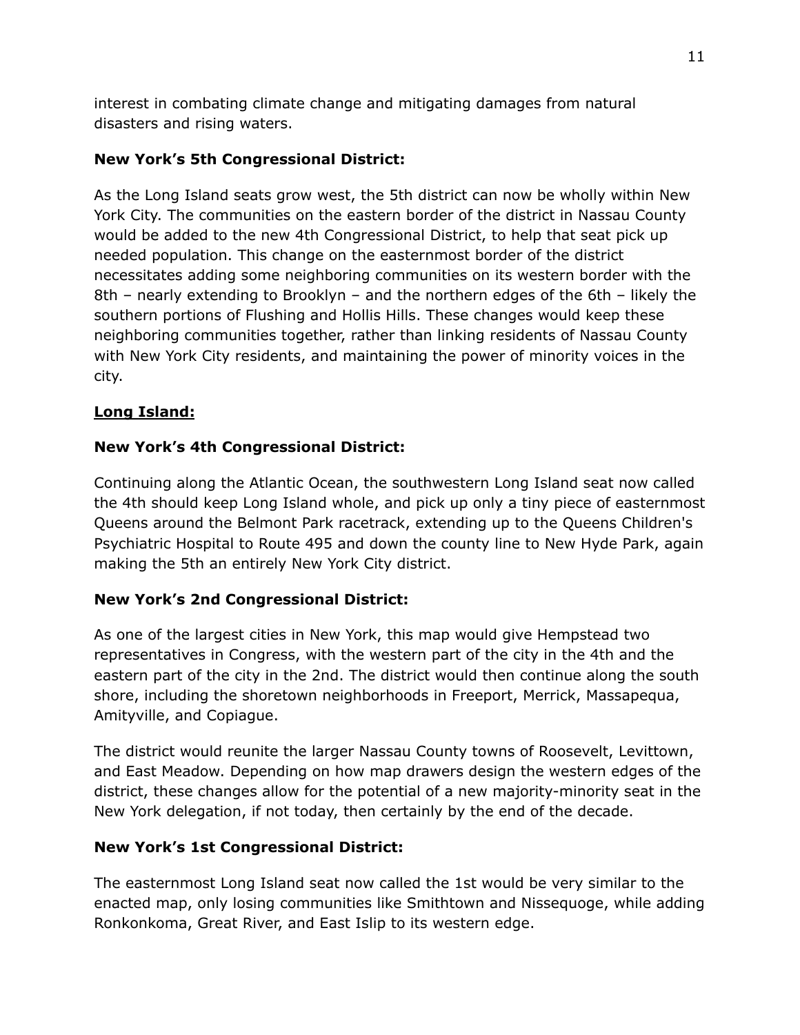interest in combating climate change and mitigating damages from natural disasters and rising waters.

**New York's 5th Congressional District:**

As the Long Island seats grow west, the 5th district can now be wholly within New York City. The communities on the eastern border of the district in Nassau County would be added to the new 4th Congressional District, to help that seat pick up needed population. This change on the easternmost border of the district necessitates adding some neighboring communities on its western border with the 8th – nearly extending to Brooklyn – and the northern edges of the 6th – likely the southern portions of Flushing and Hollis Hills. These changes would keep these neighboring communities together, rather than linking residents of Nassau County with New York City residents, and maintaining the power of minority voices in the city.

**<u>Long Island:</u>**

**New York's 4th Congressional District:**

Continuing along the Atlantic Ocean, the southwestern Long Island seat now called the 4th should keep Long Island whole, and pick up only a tiny piece of easternmost Queens around the Belmont Park racetrack, extending up to the Queens Children's Psychiatric Hospital to Route 495 and down the county line to New Hyde Park, again making the 5th an entirely New York City district.

**New York's 2nd Congressional District:**

As one of the largest cities in New York, this map would give Hempstead two representatives in Congress, with the western part of the city in the 4th and the eastern part of the city in the 2nd. The district would then continue along the south shore, including the shoretown neighborhoods in Freeport, Merrick, Massapequa, Amityville, and Copiague.

The district would reunite the larger Nassau County towns of Roosevelt, Levittown, and East Meadow. Depending on how map drawers design the western edges of the district, these changes allow for the potential of a new majority-minority seat in the New York delegation, if not today, then certainly by the end of the decade.

**New York's 1st Congressional District:**

The easternmost Long Island seat now called the 1st would be very similar to the enacted map, only losing communities like Smithtown and Nissequoge, while adding Ronkonkoma, Great River, and East Islip to its western edge.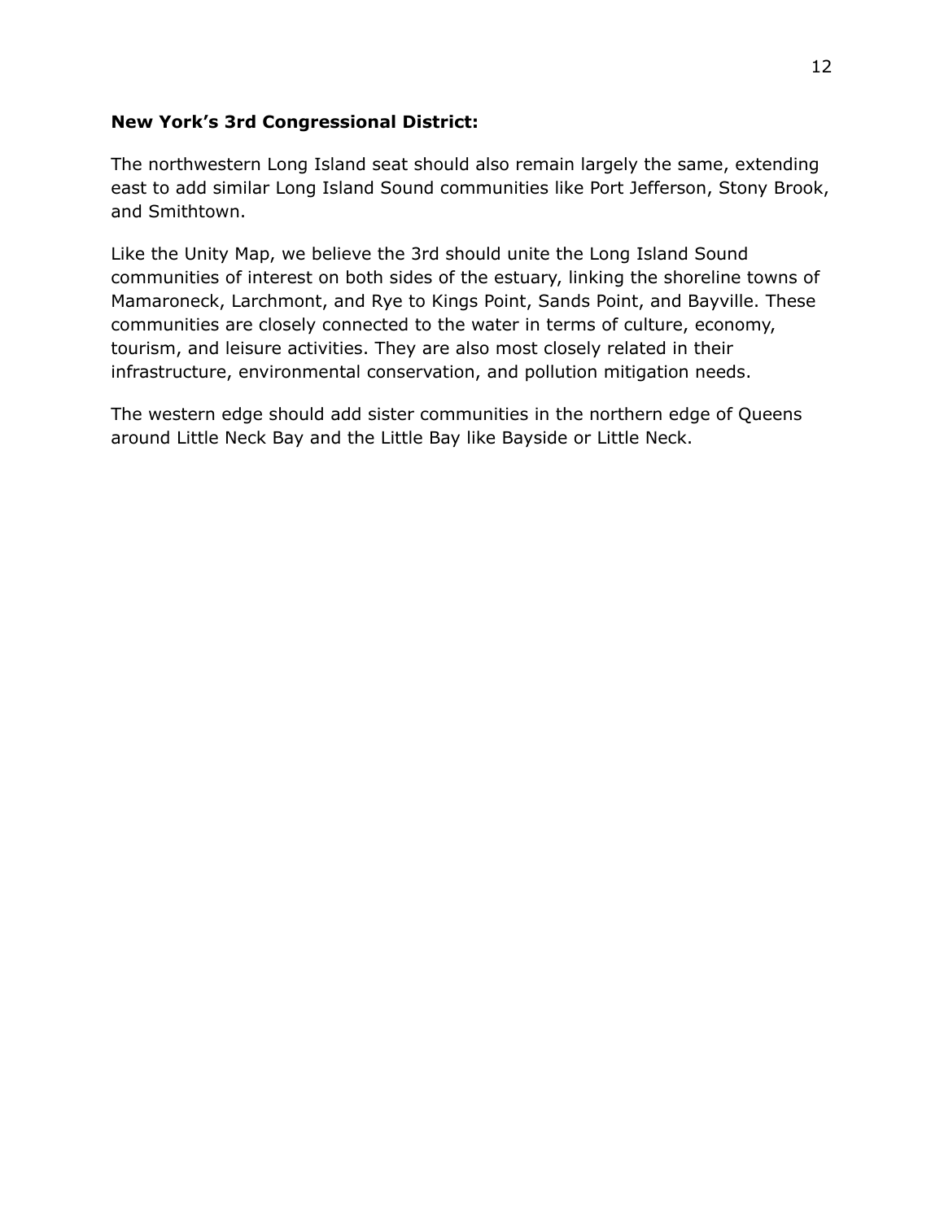**New York's 3rd Congressional District:**

The northwestern Long Island seat should also remain largely the same, extending east to add similar Long Island Sound communities like Port Jefferson, Stony Brook, and Smithtown.

Like the Unity Map, we believe the 3rd should unite the Long Island Sound communities of interest on both sides of the estuary, linking the shoreline towns of Mamaroneck, Larchmont, and Rye to Kings Point, Sands Point, and Bayville. These communities are closely connected to the water in terms of culture, economy, tourism, and leisure activities. They are also most closely related in their infrastructure, environmental conservation, and pollution mitigation needs.

The western edge should add sister communities in the northern edge of Queens around Little Neck Bay and the Little Bay like Bayside or Little Neck.